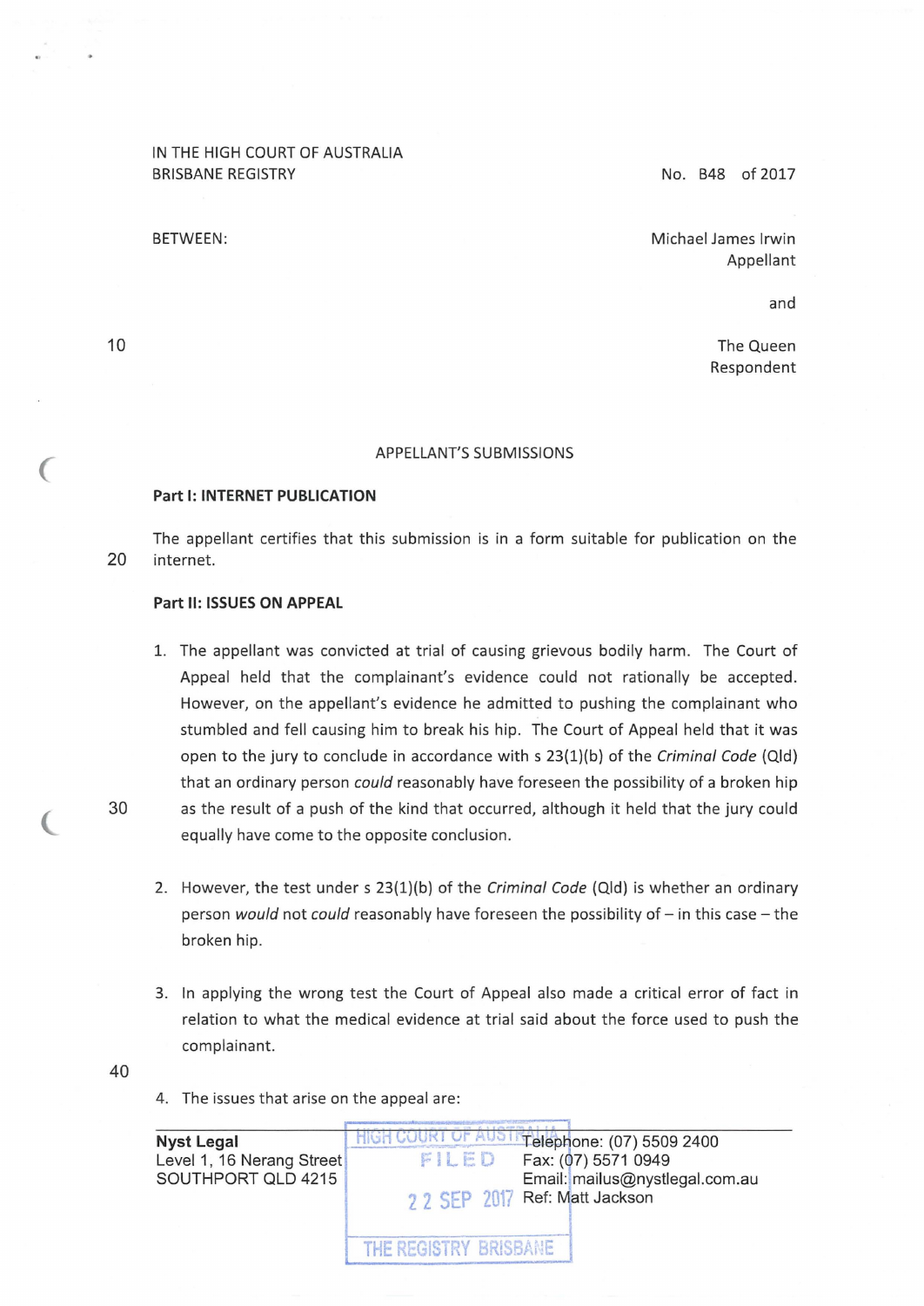IN THE HIGH COURT OF AUSTRALIA
BRISBANE REGISTRY

No. B48 of 2017

BETWEEN:

Michael James Irwin
Appellant

and

The Queen
Respondent

## APPELLANT'S SUBMISSIONS

### Part I: INTERNET PUBLICATION

The appellant certifies that this submission is in a form suitable for publication on the internet.

### Part II: ISSUES ON APPEAL

1. The appellant was convicted at trial of causing grievous bodily harm. The Court of Appeal held that the complainant's evidence could not rationally be accepted. However, on the appellant's evidence he admitted to pushing the complainant who stumbled and fell causing him to break his hip. The Court of Appeal held that it was open to the jury to conclude in accordance with s 23(1)(b) of the *Criminal Code* (Qld) that an ordinary person *could* reasonably have foreseen the possibility of a broken hip as the result of a push of the kind that occurred, although it held that the jury could equally have come to the opposite conclusion.

2. However, the test under s 23(1)(b) of the *Criminal Code* (Qld) is whether an ordinary person *would* not *could* reasonably have foreseen the possibility of – in this case – the broken hip.

3. In applying the wrong test the Court of Appeal also made a critical error of fact in relation to what the medical evidence at trial said about the force used to push the complainant.

4. The issues that arise on the appeal are:

---

**Nyst Legal**
Level 1, 16 Nerang Street
SOUTHPORT QLD 4215

HIGH COURT OF AUSTRALIA
FILED
22 SEP 2017
THE REGISTRY BRISBANE

Telephone: (07) 5509 2400
Fax: (07) 5571 0949
Email: mailus@nystlegal.com.au
Ref: Matt Jackson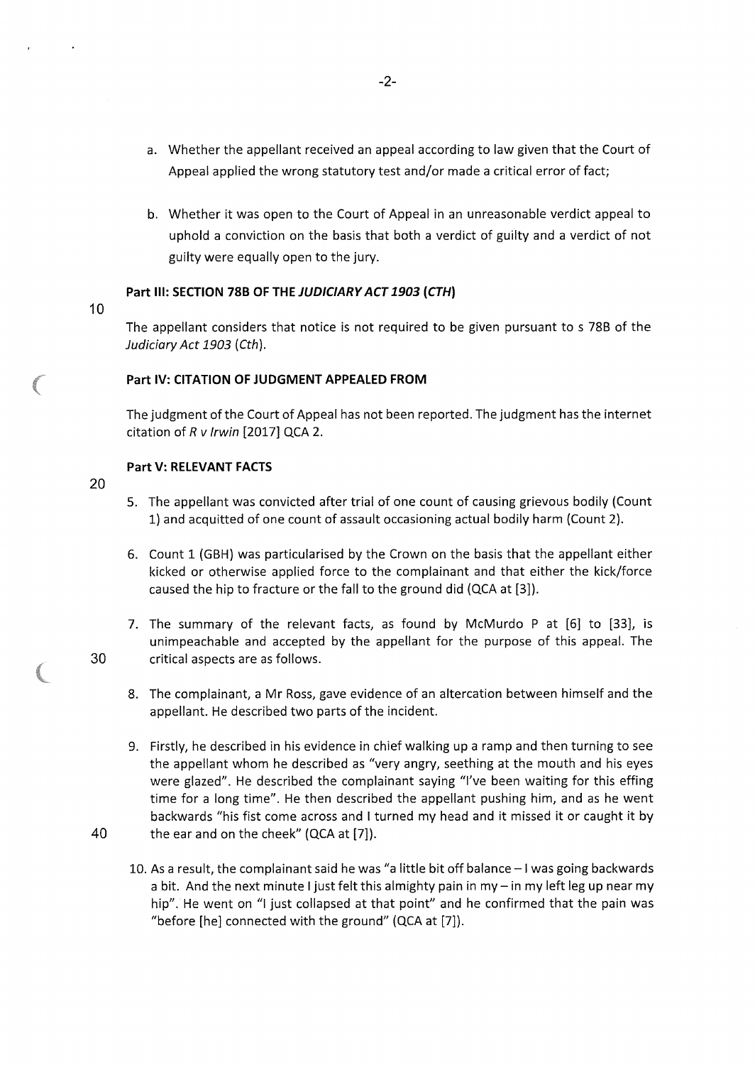a. Whether the appellant received an appeal according to law given that the Court of Appeal applied the wrong statutory test and/or made a critical error of fact;

b. Whether it was open to the Court of Appeal in an unreasonable verdict appeal to uphold a conviction on the basis that both a verdict of guilty and a verdict of not guilty were equally open to the jury.

### Part III: SECTION 78B OF THE *JUDICIARY ACT 1903* (*CTH*)

The appellant considers that notice is not required to be given pursuant to s 78B of the *Judiciary Act 1903* (*Cth*).

### Part IV: CITATION OF JUDGMENT APPEALED FROM

The judgment of the Court of Appeal has not been reported. The judgment has the internet citation of *R v Irwin* [2017] QCA 2.

### Part V: RELEVANT FACTS

5. The appellant was convicted after trial of one count of causing grievous bodily (Count 1) and acquitted of one count of assault occasioning actual bodily harm (Count 2).

6. Count 1 (GBH) was particularised by the Crown on the basis that the appellant either kicked or otherwise applied force to the complainant and that either the kick/force caused the hip to fracture or the fall to the ground did (QCA at [3]).

7. The summary of the relevant facts, as found by McMurdo P at [6] to [33], is unimpeachable and accepted by the appellant for the purpose of this appeal. The critical aspects are as follows.

8. The complainant, a Mr Ross, gave evidence of an altercation between himself and the appellant. He described two parts of the incident.

9. Firstly, he described in his evidence in chief walking up a ramp and then turning to see the appellant whom he described as "very angry, seething at the mouth and his eyes were glazed". He described the complainant saying "I've been waiting for this effing time for a long time". He then described the appellant pushing him, and as he went backwards "his fist come across and I turned my head and it missed it or caught it by the ear and on the cheek" (QCA at [7]).

10. As a result, the complainant said he was "a little bit off balance – I was going backwards a bit. And the next minute I just felt this almighty pain in my – in my left leg up near my hip". He went on "I just collapsed at that point" and he confirmed that the pain was "before [he] connected with the ground" (QCA at [7]).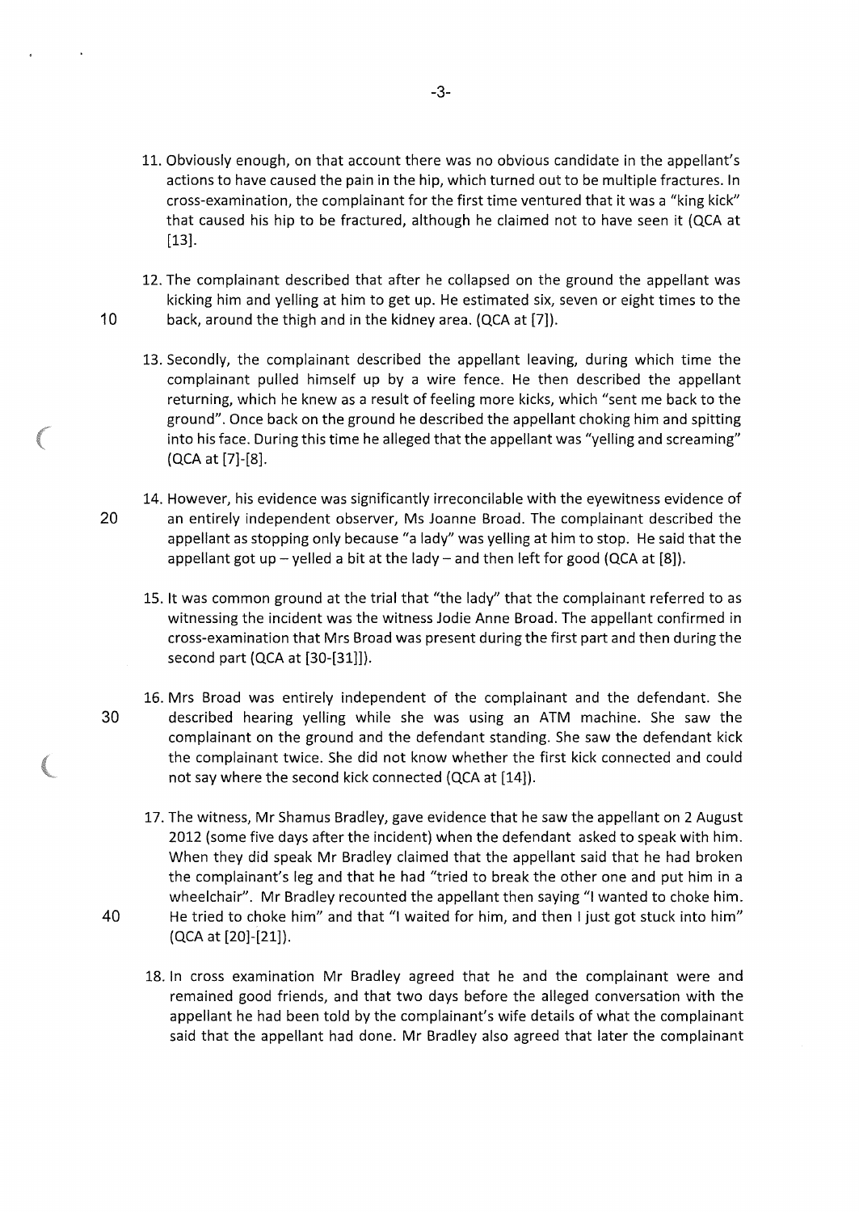11. Obviously enough, on that account there was no obvious candidate in the appellant's actions to have caused the pain in the hip, which turned out to be multiple fractures. In cross-examination, the complainant for the first time ventured that it was a "king kick" that caused his hip to be fractured, although he claimed not to have seen it (QCA at [13].

12. The complainant described that after he collapsed on the ground the appellant was kicking him and yelling at him to get up. He estimated six, seven or eight times to the back, around the thigh and in the kidney area. (QCA at [7]).

13. Secondly, the complainant described the appellant leaving, during which time the complainant pulled himself up by a wire fence. He then described the appellant returning, which he knew as a result of feeling more kicks, which "sent me back to the ground". Once back on the ground he described the appellant choking him and spitting into his face. During this time he alleged that the appellant was "yelling and screaming" (QCA at [7]-[8].

14. However, his evidence was significantly irreconcilable with the eyewitness evidence of an entirely independent observer, Ms Joanne Broad. The complainant described the appellant as stopping only because "a lady" was yelling at him to stop. He said that the appellant got up – yelled a bit at the lady – and then left for good (QCA at [8]).

15. It was common ground at the trial that "the lady" that the complainant referred to as witnessing the incident was the witness Jodie Anne Broad. The appellant confirmed in cross-examination that Mrs Broad was present during the first part and then during the second part (QCA at [30-[31]]).

16. Mrs Broad was entirely independent of the complainant and the defendant. She described hearing yelling while she was using an ATM machine. She saw the complainant on the ground and the defendant standing. She saw the defendant kick the complainant twice. She did not know whether the first kick connected and could not say where the second kick connected (QCA at [14]).

17. The witness, Mr Shamus Bradley, gave evidence that he saw the appellant on 2 August 2012 (some five days after the incident) when the defendant asked to speak with him. When they did speak Mr Bradley claimed that the appellant said that he had broken the complainant's leg and that he had "tried to break the other one and put him in a wheelchair". Mr Bradley recounted the appellant then saying "I wanted to choke him. He tried to choke him" and that "I waited for him, and then I just got stuck into him" (QCA at [20]-[21]).

18. In cross examination Mr Bradley agreed that he and the complainant were and remained good friends, and that two days before the alleged conversation with the appellant he had been told by the complainant's wife details of what the complainant said that the appellant had done. Mr Bradley also agreed that later the complainant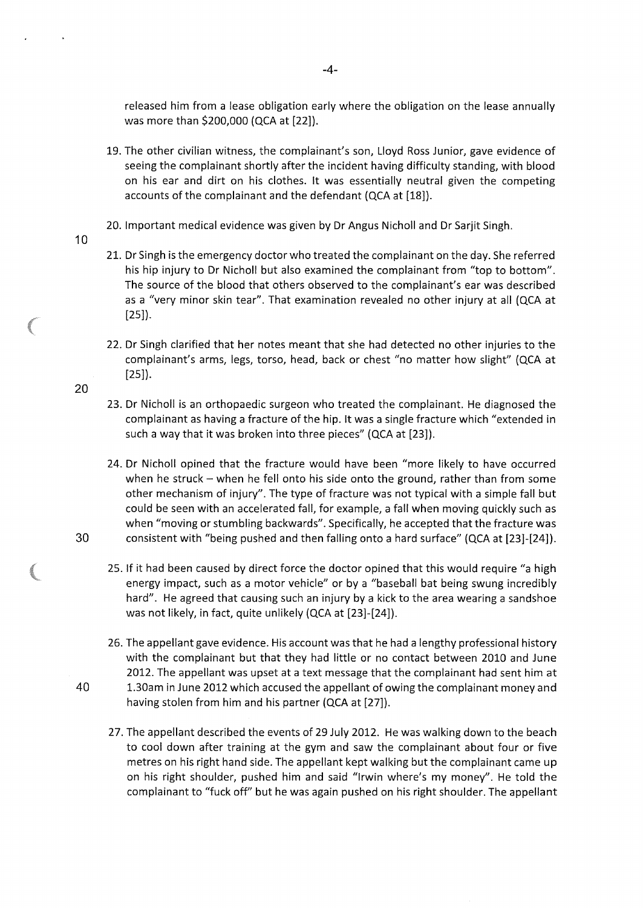released him from a lease obligation early where the obligation on the lease annually was more than $200,000 (QCA at [22]).

19. The other civilian witness, the complainant's son, Lloyd Ross Junior, gave evidence of seeing the complainant shortly after the incident having difficulty standing, with blood on his ear and dirt on his clothes. It was essentially neutral given the competing accounts of the complainant and the defendant (QCA at [18]).

20. Important medical evidence was given by Dr Angus Nicholl and Dr Sarjit Singh.

21. Dr Singh is the emergency doctor who treated the complainant on the day. She referred his hip injury to Dr Nicholl but also examined the complainant from "top to bottom". The source of the blood that others observed to the complainant's ear was described as a "very minor skin tear". That examination revealed no other injury at all (QCA at [25]).

22. Dr Singh clarified that her notes meant that she had detected no other injuries to the complainant's arms, legs, torso, head, back or chest "no matter how slight" (QCA at [25]).

23. Dr Nicholl is an orthopaedic surgeon who treated the complainant. He diagnosed the complainant as having a fracture of the hip. It was a single fracture which "extended in such a way that it was broken into three pieces" (QCA at [23]).

24. Dr Nicholl opined that the fracture would have been "more likely to have occurred when he struck – when he fell onto his side onto the ground, rather than from some other mechanism of injury". The type of fracture was not typical with a simple fall but could be seen with an accelerated fall, for example, a fall when moving quickly such as when "moving or stumbling backwards". Specifically, he accepted that the fracture was consistent with "being pushed and then falling onto a hard surface" (QCA at [23]-[24]).

25. If it had been caused by direct force the doctor opined that this would require "a high energy impact, such as a motor vehicle" or by a "baseball bat being swung incredibly hard". He agreed that causing such an injury by a kick to the area wearing a sandshoe was not likely, in fact, quite unlikely (QCA at [23]-[24]).

26. The appellant gave evidence. His account was that he had a lengthy professional history with the complainant but that they had little or no contact between 2010 and June 2012. The appellant was upset at a text message that the complainant had sent him at 1.30am in June 2012 which accused the appellant of owing the complainant money and having stolen from him and his partner (QCA at [27]).

27. The appellant described the events of 29 July 2012. He was walking down to the beach to cool down after training at the gym and saw the complainant about four or five metres on his right hand side. The appellant kept walking but the complainant came up on his right shoulder, pushed him and said "Irwin where's my money". He told the complainant to "fuck off" but he was again pushed on his right shoulder. The appellant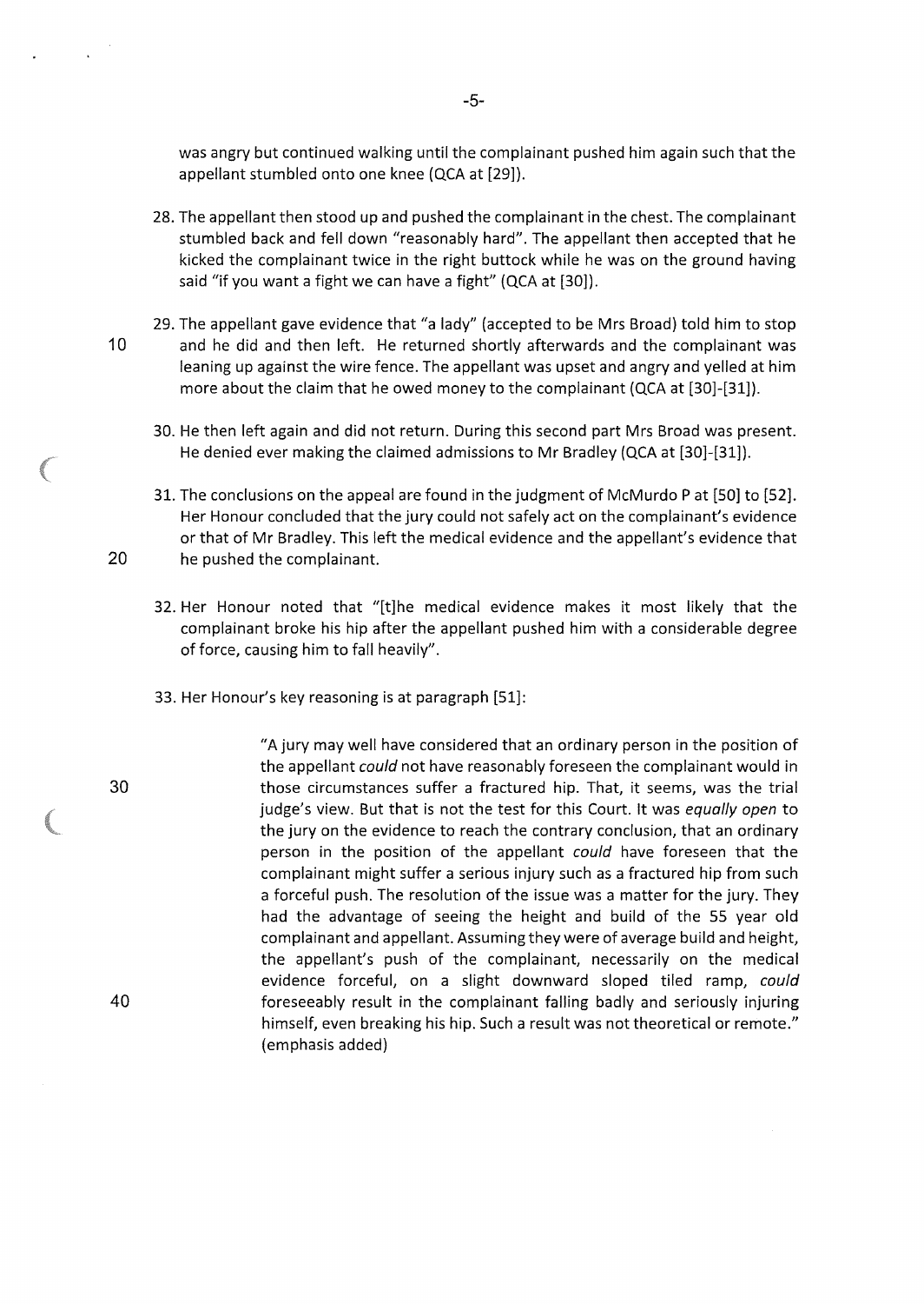was angry but continued walking until the complainant pushed him again such that the appellant stumbled onto one knee (QCA at [29]).

28. The appellant then stood up and pushed the complainant in the chest. The complainant stumbled back and fell down "reasonably hard". The appellant then accepted that he kicked the complainant twice in the right buttock while he was on the ground having said "if you want a fight we can have a fight" (QCA at [30]).

29. The appellant gave evidence that "a lady" (accepted to be Mrs Broad) told him to stop and he did and then left. He returned shortly afterwards and the complainant was leaning up against the wire fence. The appellant was upset and angry and yelled at him more about the claim that he owed money to the complainant (QCA at [30]-[31]).

30. He then left again and did not return. During this second part Mrs Broad was present. He denied ever making the claimed admissions to Mr Bradley (QCA at [30]-[31]).

31. The conclusions on the appeal are found in the judgment of McMurdo P at [50] to [52]. Her Honour concluded that the jury could not safely act on the complainant's evidence or that of Mr Bradley. This left the medical evidence and the appellant's evidence that he pushed the complainant.

32. Her Honour noted that "[t]he medical evidence makes it most likely that the complainant broke his hip after the appellant pushed him with a considerable degree of force, causing him to fall heavily".

33. Her Honour's key reasoning is at paragraph [51]:

> "A jury may well have considered that an ordinary person in the position of the appellant *could* not have reasonably foreseen the complainant would in those circumstances suffer a fractured hip. That, it seems, was the trial judge's view. But that is not the test for this Court. It was *equally open* to the jury on the evidence to reach the contrary conclusion, that an ordinary person in the position of the appellant *could* have foreseen that the complainant might suffer a serious injury such as a fractured hip from such a forceful push. The resolution of the issue was a matter for the jury. They had the advantage of seeing the height and build of the 55 year old complainant and appellant. Assuming they were of average build and height, the appellant's push of the complainant, necessarily on the medical evidence forceful, on a slight downward sloped tiled ramp, *could* foreseeably result in the complainant falling badly and seriously injuring himself, even breaking his hip. Such a result was not theoretical or remote." (emphasis added)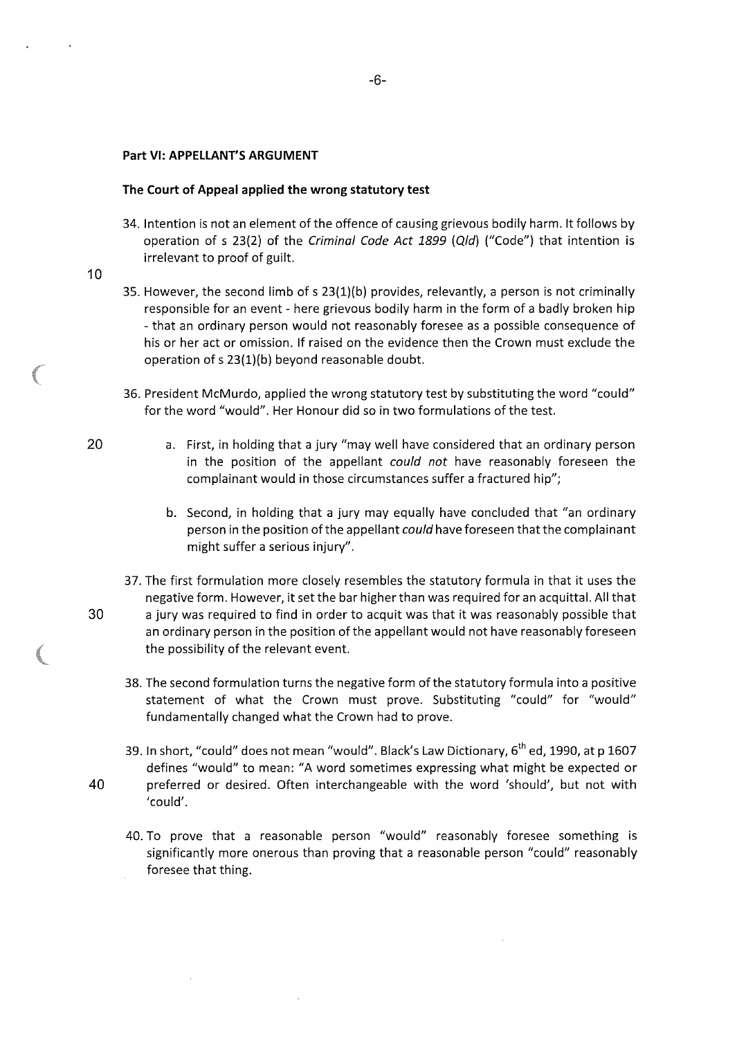**Part VI: APPELLANT'S ARGUMENT**

**The Court of Appeal applied the wrong statutory test**

34. Intention is not an element of the offence of causing grievous bodily harm. It follows by operation of s 23(2) of the *Criminal Code Act 1899 (Qld)* ("Code") that intention is irrelevant to proof of guilt.

35. However, the second limb of s 23(1)(b) provides, relevantly, a person is not criminally responsible for an event - here grievous bodily harm in the form of a badly broken hip - that an ordinary person would not reasonably foresee as a possible consequence of his or her act or omission. If raised on the evidence then the Crown must exclude the operation of s 23(1)(b) beyond reasonable doubt.

36. President McMurdo, applied the wrong statutory test by substituting the word "could" for the word "would". Her Honour did so in two formulations of the test.

    a. First, in holding that a jury "may well have considered that an ordinary person in the position of the appellant *could not* have reasonably foreseen the complainant would in those circumstances suffer a fractured hip";

    b. Second, in holding that a jury may equally have concluded that "an ordinary person in the position of the appellant *could* have foreseen that the complainant might suffer a serious injury".

37. The first formulation more closely resembles the statutory formula in that it uses the negative form. However, it set the bar higher than was required for an acquittal. All that a jury was required to find in order to acquit was that it was reasonably possible that an ordinary person in the position of the appellant would not have reasonably foreseen the possibility of the relevant event.

38. The second formulation turns the negative form of the statutory formula into a positive statement of what the Crown must prove. Substituting "could" for "would" fundamentally changed what the Crown had to prove.

39. In short, "could" does not mean "would". Black's Law Dictionary, 6th ed, 1990, at p 1607 defines "would" to mean: "A word sometimes expressing what might be expected or preferred or desired. Often interchangeable with the word 'should', but not with 'could'.

40. To prove that a reasonable person "would" reasonably foresee something is significantly more onerous than proving that a reasonable person "could" reasonably foresee that thing.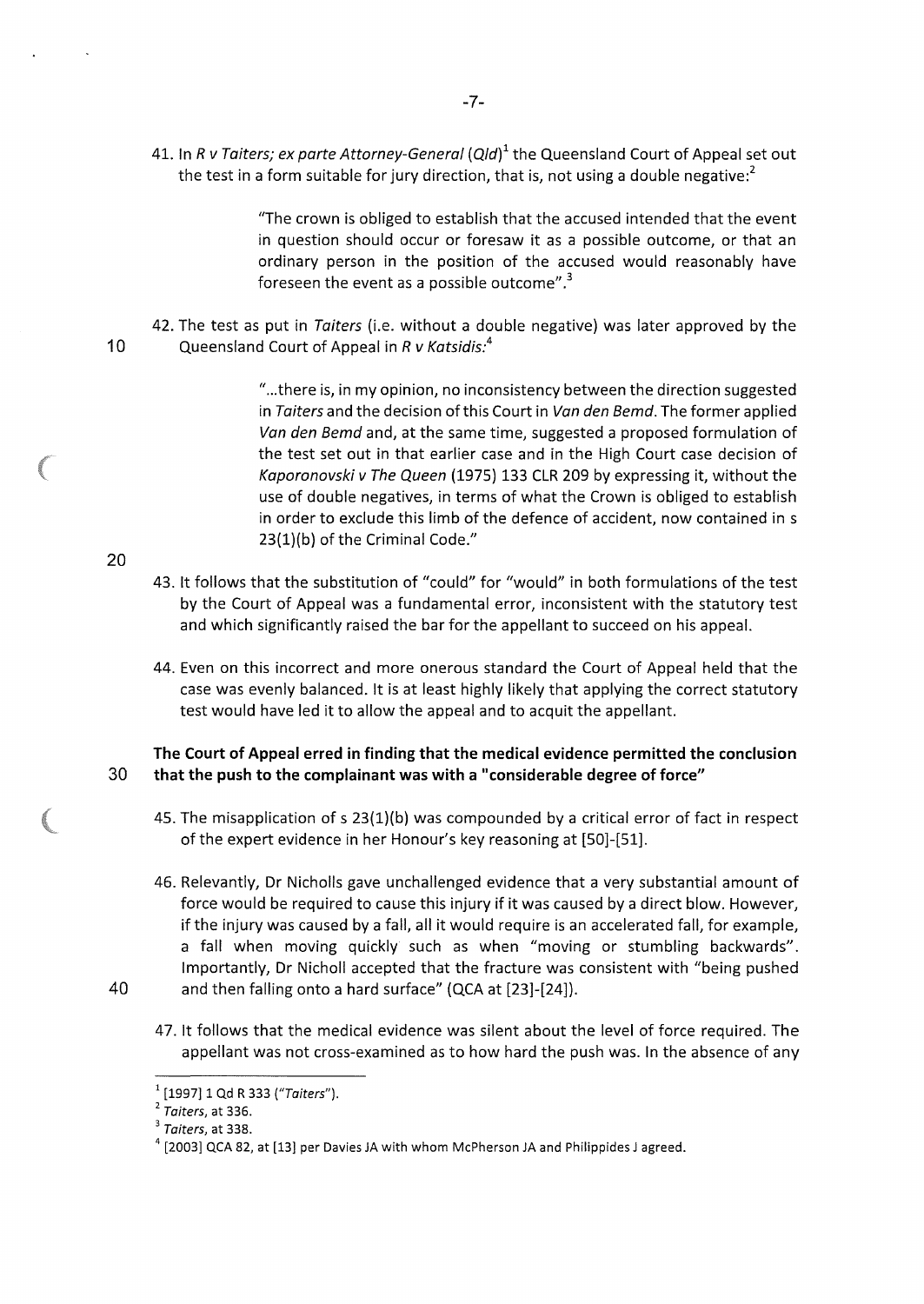41. In *R v Taiters; ex parte Attorney-General (Qld)*[1] the Queensland Court of Appeal set out the test in a form suitable for jury direction, that is, not using a double negative:[2]

> "The crown is obliged to establish that the accused intended that the event in question should occur or foresaw it as a possible outcome, or that an ordinary person in the position of the accused would reasonably have foreseen the event as a possible outcome".[3]

42. The test as put in *Taiters* (i.e. without a double negative) was later approved by the Queensland Court of Appeal in *R v Katsidis:*[4]

> "...there is, in my opinion, no inconsistency between the direction suggested in *Taiters* and the decision of this Court in *Van den Bemd*. The former applied *Van den Bemd* and, at the same time, suggested a proposed formulation of the test set out in that earlier case and in the High Court case decision of *Kaporonovski v The Queen* (1975) 133 CLR 209 by expressing it, without the use of double negatives, in terms of what the Crown is obliged to establish in order to exclude this limb of the defence of accident, now contained in s 23(1)(b) of the Criminal Code."

43. It follows that the substitution of "could" for "would" in both formulations of the test by the Court of Appeal was a fundamental error, inconsistent with the statutory test and which significantly raised the bar for the appellant to succeed on his appeal.

44. Even on this incorrect and more onerous standard the Court of Appeal held that the case was evenly balanced. It is at least highly likely that applying the correct statutory test would have led it to allow the appeal and to acquit the appellant.

**The Court of Appeal erred in finding that the medical evidence permitted the conclusion that the push to the complainant was with a "considerable degree of force"**

45. The misapplication of s 23(1)(b) was compounded by a critical error of fact in respect of the expert evidence in her Honour's key reasoning at [50]-[51].

46. Relevantly, Dr Nicholls gave unchallenged evidence that a very substantial amount of force would be required to cause this injury if it was caused by a direct blow. However, if the injury was caused by a fall, all it would require is an accelerated fall, for example, a fall when moving quickly such as when "moving or stumbling backwards". Importantly, Dr Nicholl accepted that the fracture was consistent with "being pushed and then falling onto a hard surface" (QCA at [23]-[24]).

47. It follows that the medical evidence was silent about the level of force required. The appellant was not cross-examined as to how hard the push was. In the absence of any

---

[1] [1997] 1 Qd R 333 (*"Taiters"*).

[2] *Taiters*, at 336.

[3] *Taiters*, at 338.

[4] [2003] QCA 82, at [13] per Davies JA with whom McPherson JA and Philippides J agreed.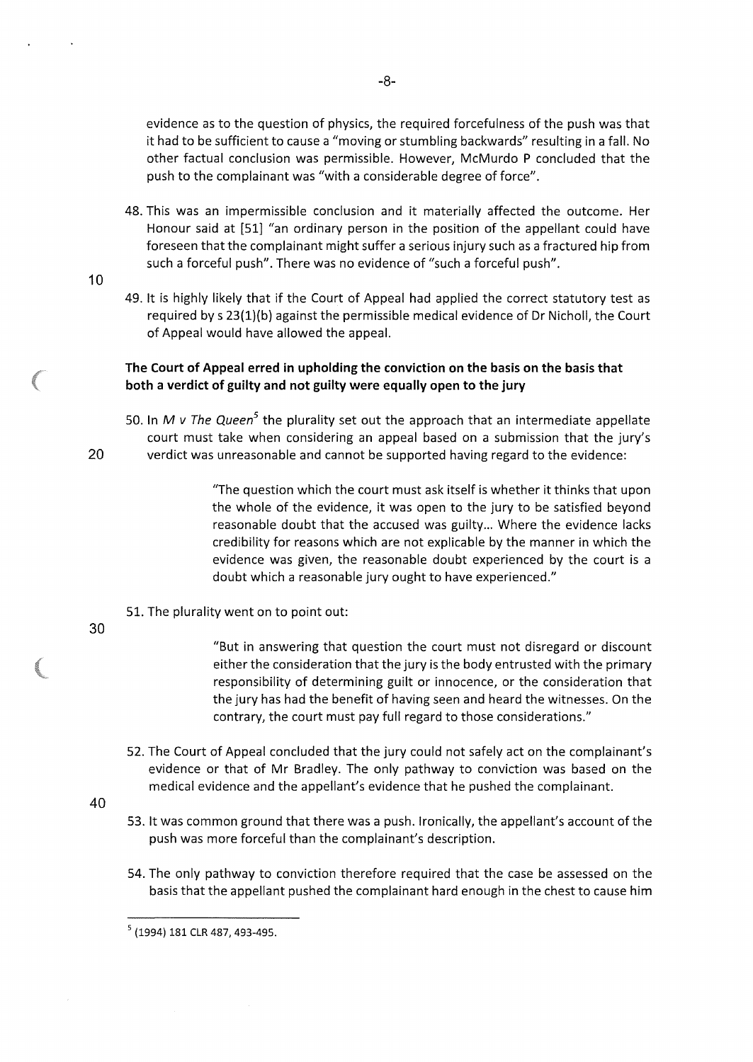evidence as to the question of physics, the required forcefulness of the push was that it had to be sufficient to cause a "moving or stumbling backwards" resulting in a fall. No other factual conclusion was permissible. However, McMurdo P concluded that the push to the complainant was "with a considerable degree of force".

48. This was an impermissible conclusion and it materially affected the outcome. Her Honour said at [51] "an ordinary person in the position of the appellant could have foreseen that the complainant might suffer a serious injury such as a fractured hip from such a forceful push". There was no evidence of "such a forceful push".

49. It is highly likely that if the Court of Appeal had applied the correct statutory test as required by s 23(1)(b) against the permissible medical evidence of Dr Nicholl, the Court of Appeal would have allowed the appeal.

**The Court of Appeal erred in upholding the conviction on the basis on the basis that both a verdict of guilty and not guilty were equally open to the jury**

50. In *M v The Queen*[5] the plurality set out the approach that an intermediate appellate court must take when considering an appeal based on a submission that the jury's verdict was unreasonable and cannot be supported having regard to the evidence:

> "The question which the court must ask itself is whether it thinks that upon the whole of the evidence, it was open to the jury to be satisfied beyond reasonable doubt that the accused was guilty... Where the evidence lacks credibility for reasons which are not explicable by the manner in which the evidence was given, the reasonable doubt experienced by the court is a doubt which a reasonable jury ought to have experienced."

51. The plurality went on to point out:

> "But in answering that question the court must not disregard or discount either the consideration that the jury is the body entrusted with the primary responsibility of determining guilt or innocence, or the consideration that the jury has had the benefit of having seen and heard the witnesses. On the contrary, the court must pay full regard to those considerations."

52. The Court of Appeal concluded that the jury could not safely act on the complainant's evidence or that of Mr Bradley. The only pathway to conviction was based on the medical evidence and the appellant's evidence that he pushed the complainant.

53. It was common ground that there was a push. Ironically, the appellant's account of the push was more forceful than the complainant's description.

54. The only pathway to conviction therefore required that the case be assessed on the basis that the appellant pushed the complainant hard enough in the chest to cause him

---

[5] (1994) 181 CLR 487, 493-495.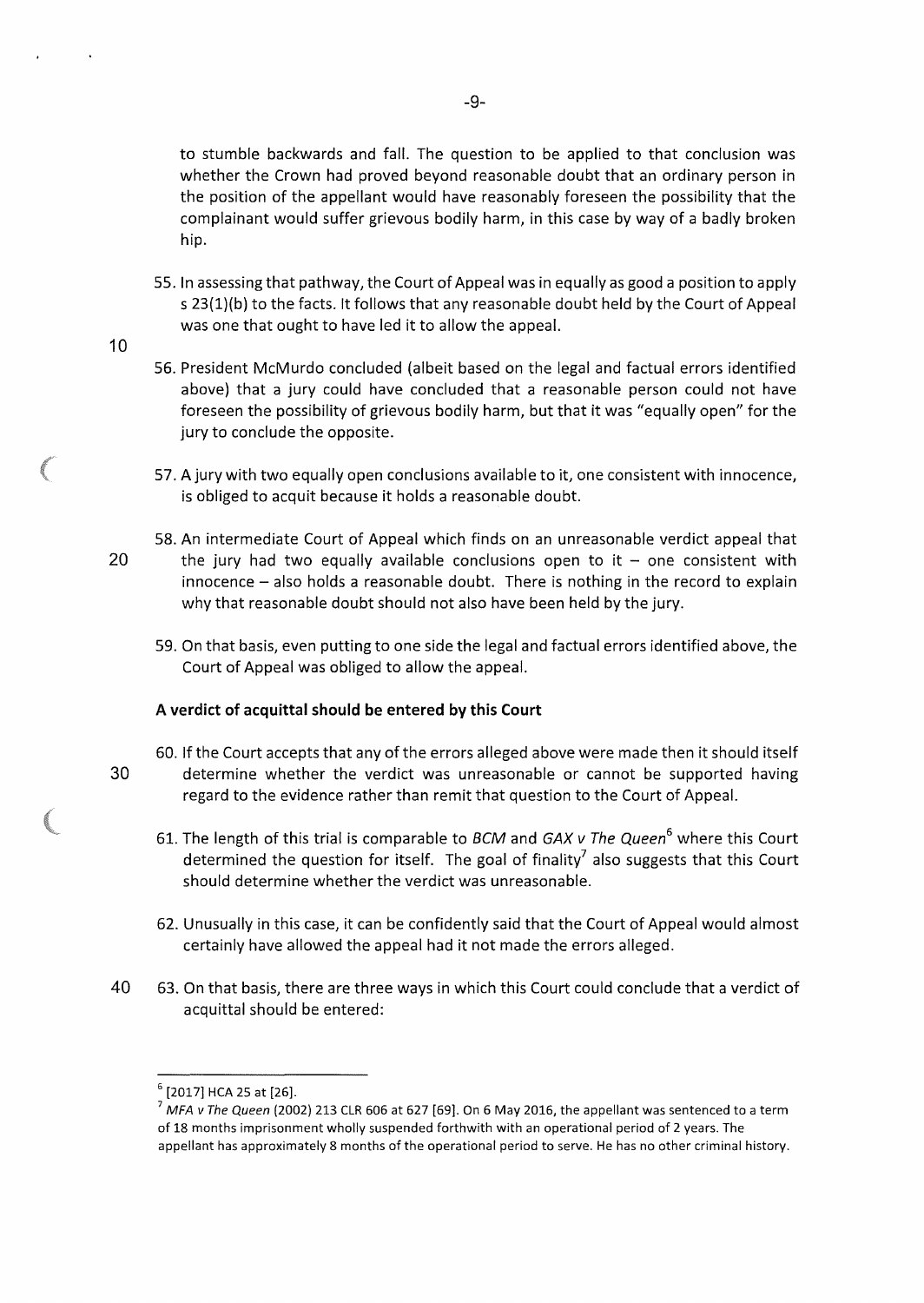to stumble backwards and fall. The question to be applied to that conclusion was whether the Crown had proved beyond reasonable doubt that an ordinary person in the position of the appellant would have reasonably foreseen the possibility that the complainant would suffer grievous bodily harm, in this case by way of a badly broken hip.

55. In assessing that pathway, the Court of Appeal was in equally as good a position to apply s 23(1)(b) to the facts. It follows that any reasonable doubt held by the Court of Appeal was one that ought to have led it to allow the appeal.

56. President McMurdo concluded (albeit based on the legal and factual errors identified above) that a jury could have concluded that a reasonable person could not have foreseen the possibility of grievous bodily harm, but that it was "equally open" for the jury to conclude the opposite.

57. A jury with two equally open conclusions available to it, one consistent with innocence, is obliged to acquit because it holds a reasonable doubt.

58. An intermediate Court of Appeal which finds on an unreasonable verdict appeal that the jury had two equally available conclusions open to it – one consistent with innocence – also holds a reasonable doubt. There is nothing in the record to explain why that reasonable doubt should not also have been held by the jury.

59. On that basis, even putting to one side the legal and factual errors identified above, the Court of Appeal was obliged to allow the appeal.

**A verdict of acquittal should be entered by this Court**

60. If the Court accepts that any of the errors alleged above were made then it should itself determine whether the verdict was unreasonable or cannot be supported having regard to the evidence rather than remit that question to the Court of Appeal.

61. The length of this trial is comparable to *BCM* and *GAX v The Queen*[6] where this Court determined the question for itself. The goal of finality[7] also suggests that this Court should determine whether the verdict was unreasonable.

62. Unusually in this case, it can be confidently said that the Court of Appeal would almost certainly have allowed the appeal had it not made the errors alleged.

63. On that basis, there are three ways in which this Court could conclude that a verdict of acquittal should be entered:

---

[6] [2017] HCA 25 at [26].

[7] *MFA v The Queen* (2002) 213 CLR 606 at 627 [69]. On 6 May 2016, the appellant was sentenced to a term of 18 months imprisonment wholly suspended forthwith with an operational period of 2 years. The appellant has approximately 8 months of the operational period to serve. He has no other criminal history.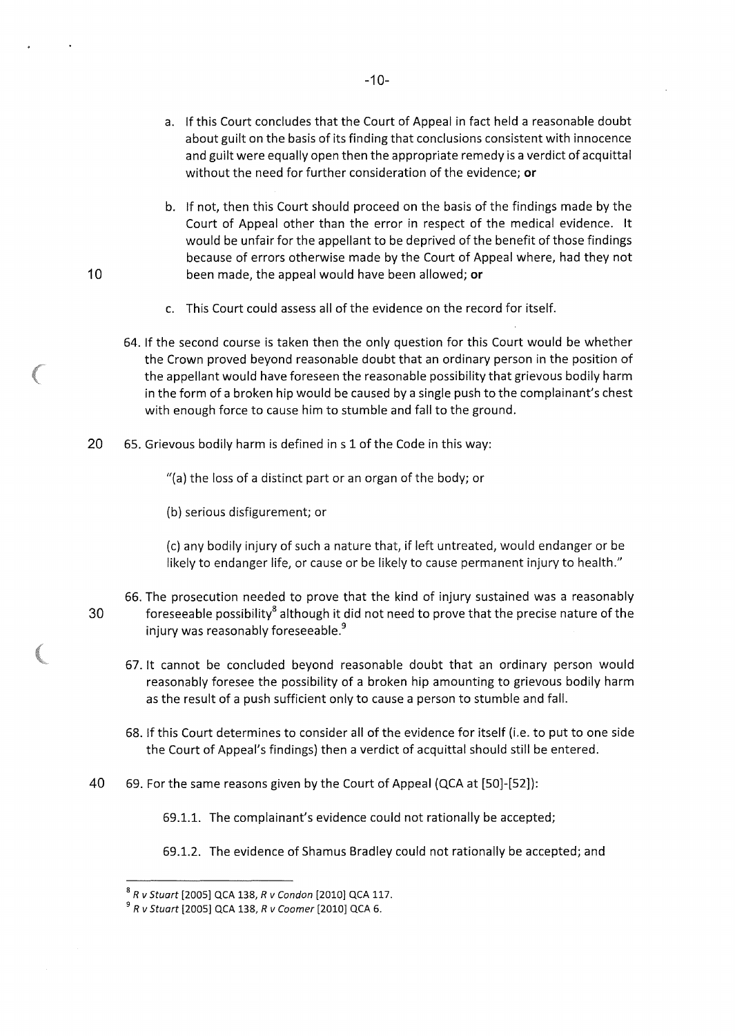a. If this Court concludes that the Court of Appeal in fact held a reasonable doubt about guilt on the basis of its finding that conclusions consistent with innocence and guilt were equally open then the appropriate remedy is a verdict of acquittal without the need for further consideration of the evidence; **or**

b. If not, then this Court should proceed on the basis of the findings made by the Court of Appeal other than the error in respect of the medical evidence. It would be unfair for the appellant to be deprived of the benefit of those findings because of errors otherwise made by the Court of Appeal where, had they not been made, the appeal would have been allowed; **or**

c. This Court could assess all of the evidence on the record for itself.

64. If the second course is taken then the only question for this Court would be whether the Crown proved beyond reasonable doubt that an ordinary person in the position of the appellant would have foreseen the reasonable possibility that grievous bodily harm in the form of a broken hip would be caused by a single push to the complainant's chest with enough force to cause him to stumble and fall to the ground.

65. Grievous bodily harm is defined in s 1 of the Code in this way:

> "(a) the loss of a distinct part or an organ of the body; or
>
> (b) serious disfigurement; or
>
> (c) any bodily injury of such a nature that, if left untreated, would endanger or be likely to endanger life, or cause or be likely to cause permanent injury to health."

66. The prosecution needed to prove that the kind of injury sustained was a reasonably foreseeable possibility[8] although it did not need to prove that the precise nature of the injury was reasonably foreseeable.[9]

67. It cannot be concluded beyond reasonable doubt that an ordinary person would reasonably foresee the possibility of a broken hip amounting to grievous bodily harm as the result of a push sufficient only to cause a person to stumble and fall.

68. If this Court determines to consider all of the evidence for itself (i.e. to put to one side the Court of Appeal's findings) then a verdict of acquittal should still be entered.

69. For the same reasons given by the Court of Appeal (QCA at [50]-[52]):

69.1.1. The complainant's evidence could not rationally be accepted;

69.1.2. The evidence of Shamus Bradley could not rationally be accepted; and

---

[8] *R v Stuart* [2005] QCA 138, *R v Condon* [2010] QCA 117.

[9] *R v Stuart* [2005] QCA 138, *R v Coomer* [2010] QCA 6.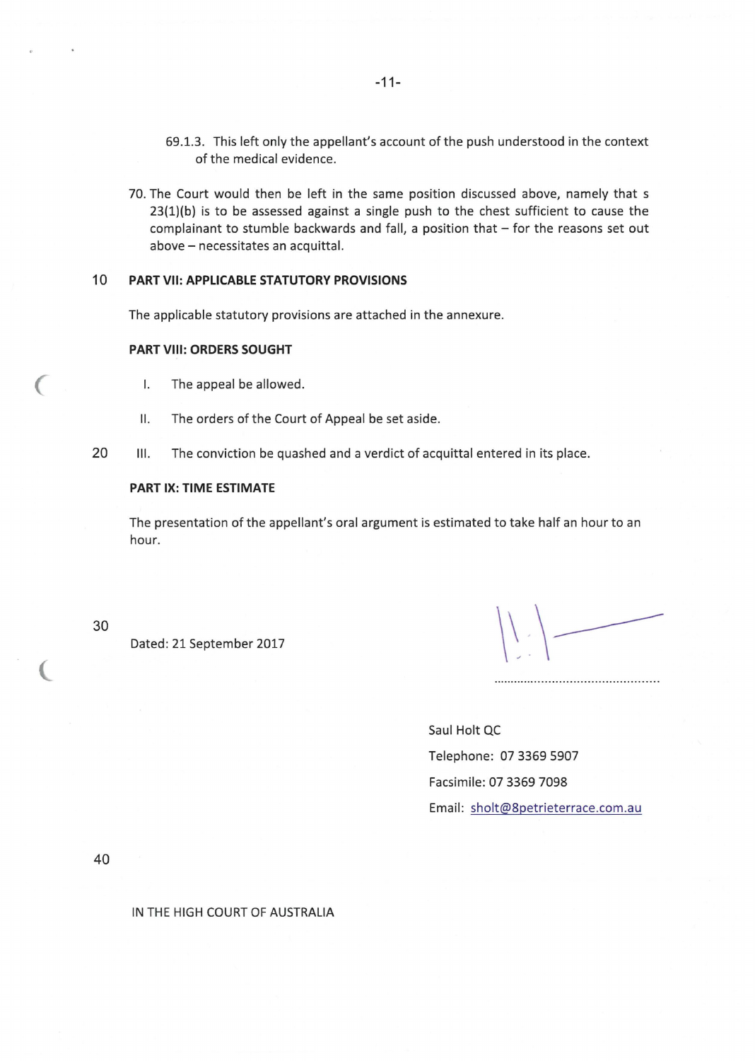69.1.3. This left only the appellant's account of the push understood in the context of the medical evidence.

70. The Court would then be left in the same position discussed above, namely that s 23(1)(b) is to be assessed against a single push to the chest sufficient to cause the complainant to stumble backwards and fall, a position that – for the reasons set out above – necessitates an acquittal.

**PART VII: APPLICABLE STATUTORY PROVISIONS**

The applicable statutory provisions are attached in the annexure.

**PART VIII: ORDERS SOUGHT**

I. The appeal be allowed.

II. The orders of the Court of Appeal be set aside.

III. The conviction be quashed and a verdict of acquittal entered in its place.

**PART IX: TIME ESTIMATE**

The presentation of the appellant's oral argument is estimated to take half an hour to an hour.

Dated: 21 September 2017

Saul Holt QC

Telephone: 07 3369 5907

Facsimile: 07 3369 7098

Email: sholt@8petrieterrace.com.au

IN THE HIGH COURT OF AUSTRALIA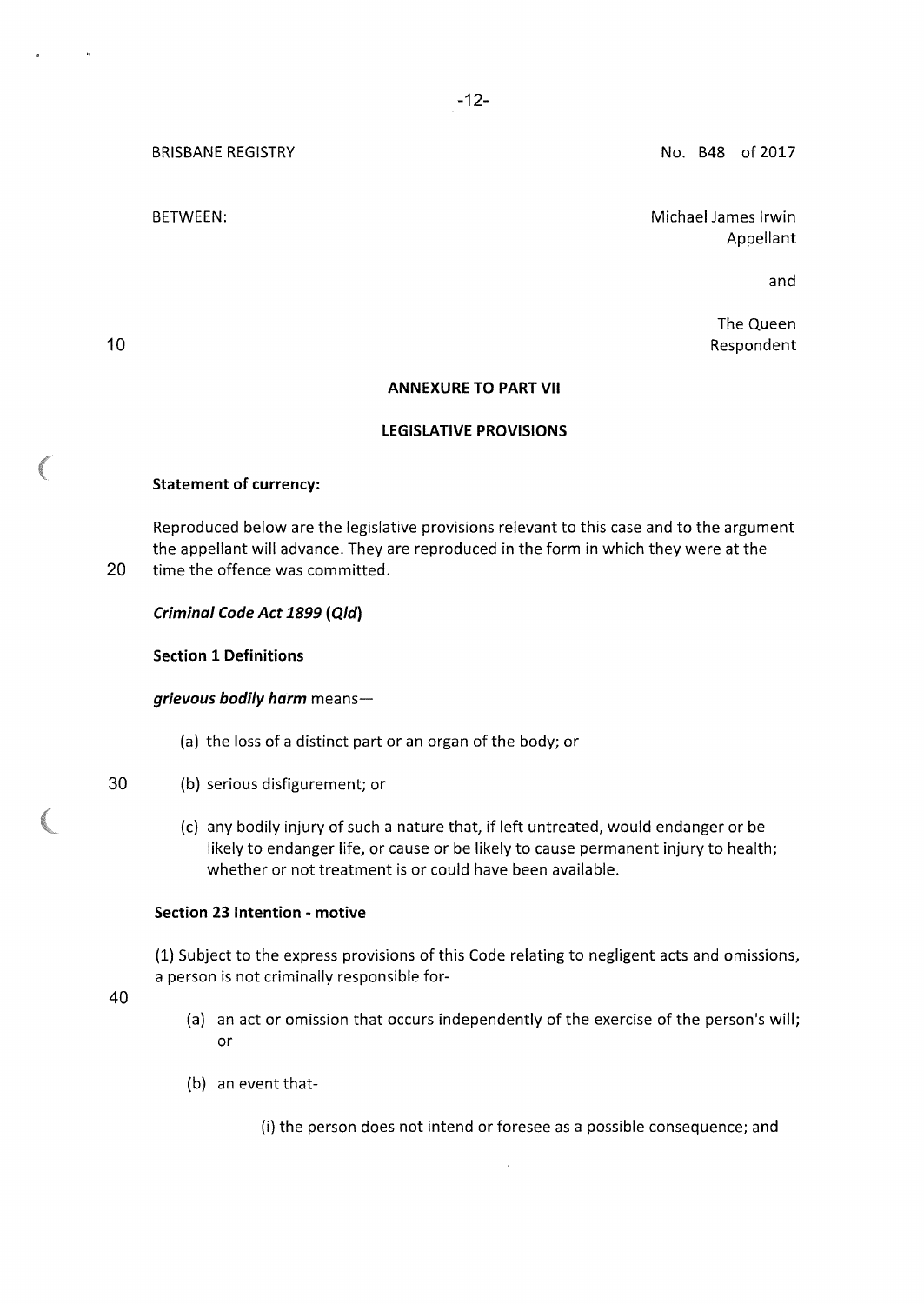BRISBANE REGISTRY

No. B48 of 2017

BETWEEN:

Michael James Irwin
Appellant

and

The Queen
Respondent

**ANNEXURE TO PART VII**

**LEGISLATIVE PROVISIONS**

**Statement of currency:**

Reproduced below are the legislative provisions relevant to this case and to the argument the appellant will advance. They are reproduced in the form in which they were at the time the offence was committed.

***Criminal Code Act 1899 (Qld)***

**Section 1 Definitions**

***grievous bodily harm*** means—

(a) the loss of a distinct part or an organ of the body; or

(b) serious disfigurement; or

(c) any bodily injury of such a nature that, if left untreated, would endanger or be likely to endanger life, or cause or be likely to cause permanent injury to health; whether or not treatment is or could have been available.

**Section 23 Intention - motive**

(1) Subject to the express provisions of this Code relating to negligent acts and omissions, a person is not criminally responsible for-

(a) an act or omission that occurs independently of the exercise of the person's will; or

(b) an event that-

(i) the person does not intend or foresee as a possible consequence; and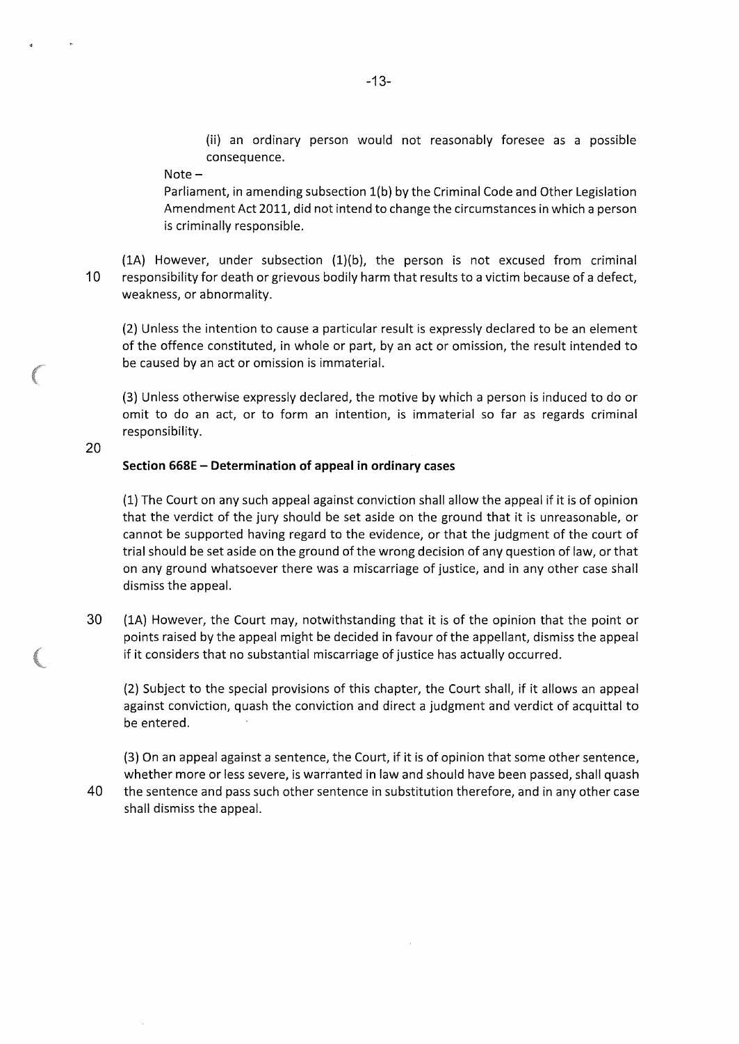(ii) an ordinary person would not reasonably foresee as a possible consequence.

Note –

Parliament, in amending subsection 1(b) by the Criminal Code and Other Legislation Amendment Act 2011, did not intend to change the circumstances in which a person is criminally responsible.

(1A) However, under subsection (1)(b), the person is not excused from criminal responsibility for death or grievous bodily harm that results to a victim because of a defect, weakness, or abnormality.

(2) Unless the intention to cause a particular result is expressly declared to be an element of the offence constituted, in whole or part, by an act or omission, the result intended to be caused by an act or omission is immaterial.

(3) Unless otherwise expressly declared, the motive by which a person is induced to do or omit to do an act, or to form an intention, is immaterial so far as regards criminal responsibility.

**Section 668E – Determination of appeal in ordinary cases**

(1) The Court on any such appeal against conviction shall allow the appeal if it is of opinion that the verdict of the jury should be set aside on the ground that it is unreasonable, or cannot be supported having regard to the evidence, or that the judgment of the court of trial should be set aside on the ground of the wrong decision of any question of law, or that on any ground whatsoever there was a miscarriage of justice, and in any other case shall dismiss the appeal.

(1A) However, the Court may, notwithstanding that it is of the opinion that the point or points raised by the appeal might be decided in favour of the appellant, dismiss the appeal if it considers that no substantial miscarriage of justice has actually occurred.

(2) Subject to the special provisions of this chapter, the Court shall, if it allows an appeal against conviction, quash the conviction and direct a judgment and verdict of acquittal to be entered.

(3) On an appeal against a sentence, the Court, if it is of opinion that some other sentence, whether more or less severe, is warranted in law and should have been passed, shall quash the sentence and pass such other sentence in substitution therefore, and in any other case shall dismiss the appeal.